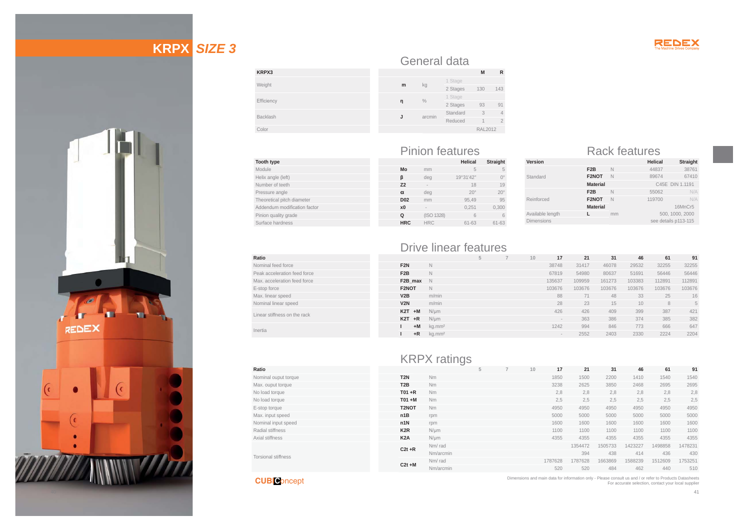# KRPX *SIZE 3*

## General data

| KRPX3 | | | | M | R |
|---|---|---|---|---|---|
| Weight | m | kg | 1 Stage | | |
| | | | 2 Stages | 130 | 143 |
| Efficiency | η | % | 1 Stage | | |
| | | | 2 Stages | 93 | 91 |
| Backlash | J | arcmin | Standard | 3 | 4 |
| | | | Reduced | 1 | 2 |
| Color | | | | RAL2012 | |

## Pinion features

| Tooth type | | | Helical | Straight |
|---|---|---|---|---|
| Module | Mo | mm | 5 | 5 |
| Helix angle (left) | β | deg | 19°31'42" | 0° |
| Number of teeth | Z2 | - | 18 | 19 |
| Pressure angle | α | deg | 20° | 20° |
| Theoretical pitch diameter | D02 | mm | 95,49 | 95 |
| Addendum modification factor | x0 | - | 0,251 | 0,300 |
| Pinion quality grade | Q | (ISO 1328) | 6 | 6 |
| Surface hardness | HRC | HRC | 61-63 | 61-63 |

## Rack features

| Version | | | Helical | Straight |
|---|---|---|---|---|
| Standard | F2B | N | 44837 | 38761 |
| | F2NOT | N | 89674 | 67410 |
| | Material | | C45E DIN 1.1191 | |
| Reinforced | F2B | N | 55062 | N/A |
| | F2NOT | N | 119700 | N/A |
| | Material | | | 16MnCr5 |
| Available length | L | mm | 500, 1000, 2000 | |
| Dimensions | | | see details p113-115 | |

## Drive linear features

| Ratio | | | 5 | 7 | 10 | 17 | 21 | 31 | 46 | 61 | 91 |
|---|---|---|---|---|---|---|---|---|---|---|---|
| Nominal feed force | F2N | N | | | | 38748 | 31417 | 46078 | 29532 | 32255 | 32255 |
| Peak acceleration feed force | F2B | N | | | | 67819 | 54980 | 80637 | 51691 | 56446 | 56446 |
| Max. acceleration feed force | F2B_max | N | | | | 135637 | 109959 | 161273 | 103383 | 112891 | 112891 |
| E-stop force | F2NOT | N | | | | 103676 | 103676 | 103676 | 103676 | 103676 | 103676 |
| Max. linear speed | V2B | m/min | | | | 88 | 71 | 48 | 33 | 25 | 16 |
| Nominal linear speed | V2N | m/min | | | | 28 | 23 | 15 | 10 | 8 | 5 |
| Linear stiffness on the rack | K2T +M | N/µm | | | | 426 | 426 | 409 | 399 | 387 | 421 |
| | K2T +R | N/µm | | | | - | 363 | 386 | 374 | 385 | 382 |
| Inertia | I +M | kg.mm² | | | | 1242 | 994 | 846 | 773 | 666 | 647 |
| | I +R | kg.mm² | | | | - | 2552 | 2403 | 2330 | 2224 | 2204 |

## KRPX ratings

| Ratio | | | 5 | 7 | 10 | 17 | 21 | 31 | 46 | 61 | 91 |
|---|---|---|---|---|---|---|---|---|---|---|---|
| Nominal ouput torque | T2N | Nm | | | | 1850 | 1500 | 2200 | 1410 | 1540 | 1540 |
| Max. ouput torque | T2B | Nm | | | | 3238 | 2625 | 3850 | 2468 | 2695 | 2695 |
| No load torque | T01 +R | Nm | | | | 2,8 | 2,8 | 2,8 | 2,8 | 2,8 | 2,8 |
| No load torque | T01 +M | Nm | | | | 2,5 | 2,5 | 2,5 | 2,5 | 2,5 | 2,5 |
| E-stop torque | T2NOT | Nm | | | | 4950 | 4950 | 4950 | 4950 | 4950 | 4950 |
| Max. input speed | n1B | rpm | | | | 5000 | 5000 | 5000 | 5000 | 5000 | 5000 |
| Nominal input speed | n1N | rpm | | | | 1600 | 1600 | 1600 | 1600 | 1600 | 1600 |
| Radial stiffness | K2R | N/µm | | | | 1100 | 1100 | 1100 | 1100 | 1100 | 1100 |
| Axial stiffness | K2A | N/µm | | | | 4355 | 4355 | 4355 | 4355 | 4355 | 4355 |
| Torsional stiffness | C2t +R | Nm/ rad | | | | | 1354472 | 1505733 | 1423227 | 1498858 | 1478231 |
| | | Nm/arcmin | | | | | 394 | 438 | 414 | 436 | 430 |
| | C2t +M | Nm/ rad | | | | 1787628 | 1787628 | 1663869 | 1588239 | 1512609 | 1753251 |
| | | Nm/arcmin | | | | 520 | 520 | 484 | 462 | 440 | 510 |

CUBIConcept

Dimensions and main data for information only - Please consult us and / or refer to Products Datasheets
For accurate selection, contact your local supplier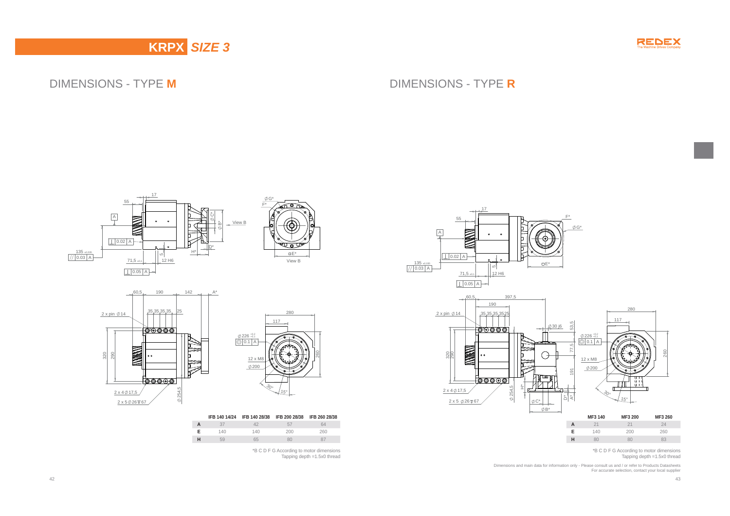# KRPX *SIZE 3*

## DIMENSIONS - TYPE **M**

| | IFB 140 14/24 | IFB 140 28/38 | IFB 200 28/38 | IFB 260 28/38 |
|---|---|---|---|---|
| **A** | 37 | 42 | 57 | 64 |
| **E** | 140 | 140 | 200 | 260 |
| **H** | 59 | 65 | 80 | 87 |

*B C D F G According to motor dimensions
Tapping depth =1.5x0 thread

## DIMENSIONS - TYPE **R**

| | MF3 140 | MF3 200 | MF3 260 |
|---|---|---|---|
| **A** | 21 | 21 | 24 |
| **E** | 140 | 200 | 260 |
| **H** | 80 | 80 | 83 |

*B C D F G According to motor dimensions
Tapping depth =1.5x0 thread

Dimensions and main data for information only - Please consult us and / or refer to Products Datasheets
For accurate selection, contact your local supplier